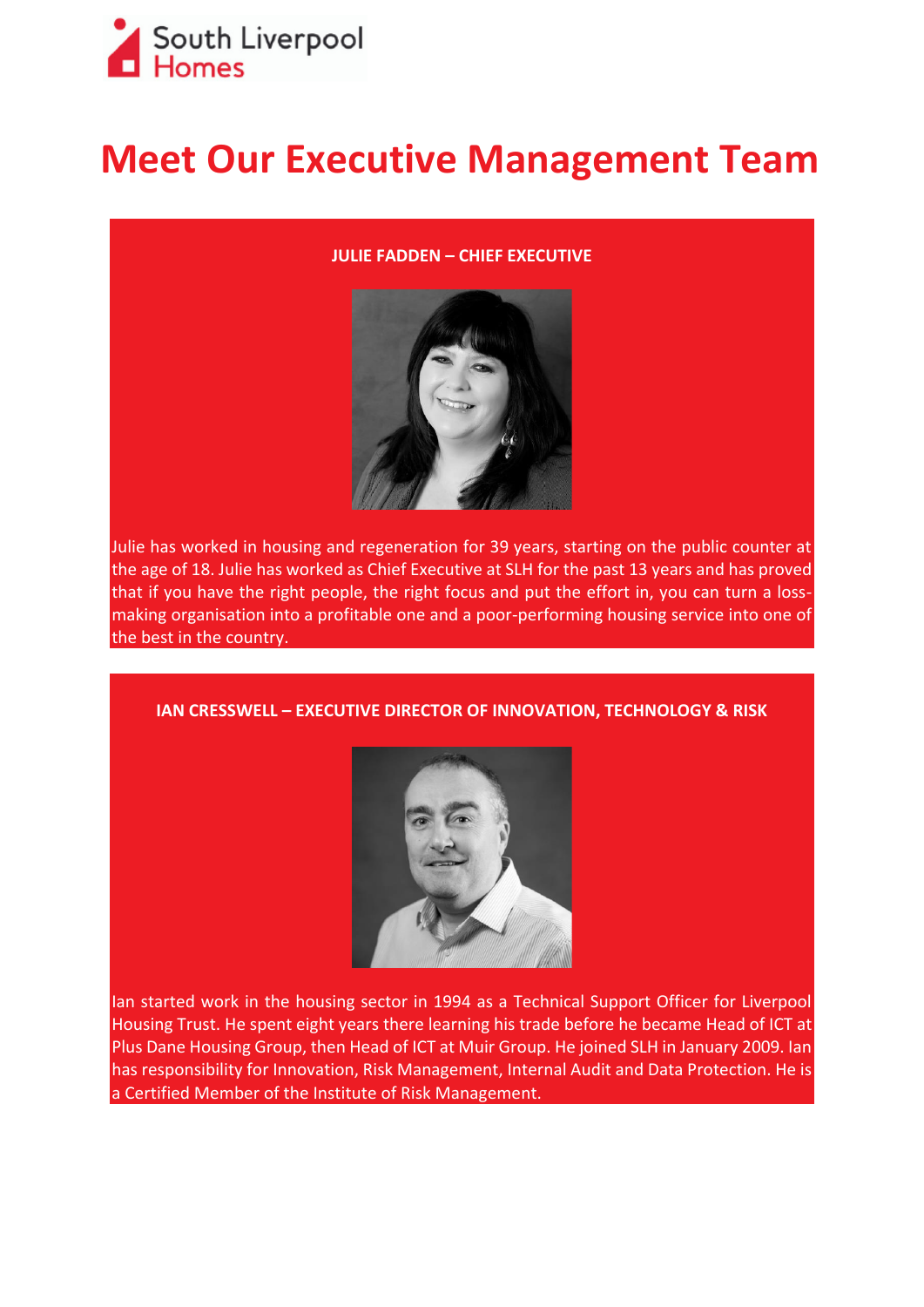South Liverpool Homes

# Meet Our Executive Management Team

## JULIE FADDEN – CHIEF EXECUTIVE

Julie has worked in housing and regeneration for 39 years, starting on the public counter at the age of 18. Julie has worked as Chief Executive at SLH for the past 13 years and has proved that if you have the right people, the right focus and put the effort in, you can turn a loss-making organisation into a profitable one and a poor-performing housing service into one of the best in the country.

## IAN CRESSWELL – EXECUTIVE DIRECTOR OF INNOVATION, TECHNOLOGY & RISK

Ian started work in the housing sector in 1994 as a Technical Support Officer for Liverpool Housing Trust. He spent eight years there learning his trade before he became Head of ICT at Plus Dane Housing Group, then Head of ICT at Muir Group. He joined SLH in January 2009. Ian has responsibility for Innovation, Risk Management, Internal Audit and Data Protection. He is a Certified Member of the Institute of Risk Management.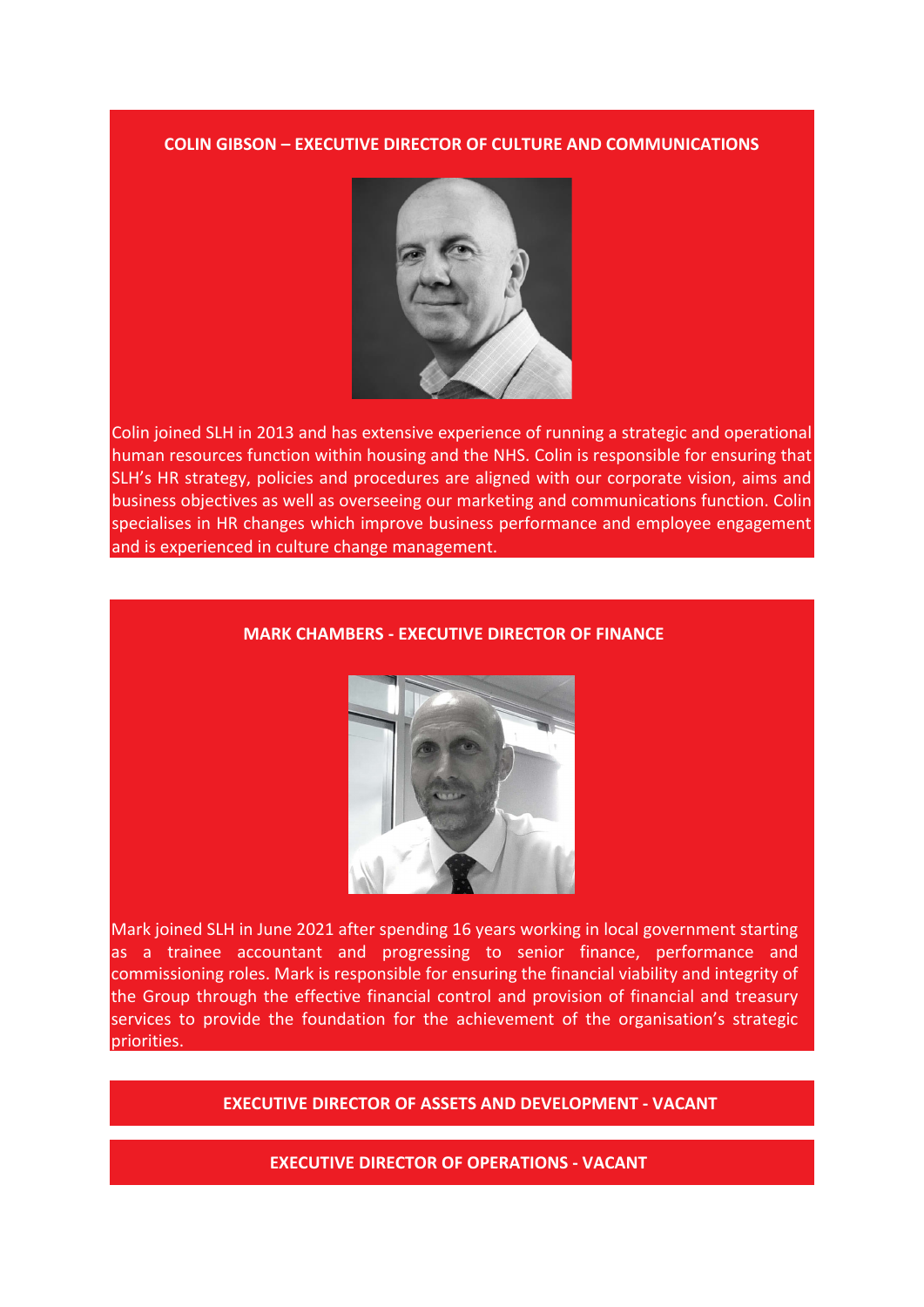### COLIN GIBSON – EXECUTIVE DIRECTOR OF CULTURE AND COMMUNICATIONS

Colin joined SLH in 2013 and has extensive experience of running a strategic and operational human resources function within housing and the NHS. Colin is responsible for ensuring that SLH's HR strategy, policies and procedures are aligned with our corporate vision, aims and business objectives as well as overseeing our marketing and communications function. Colin specialises in HR changes which improve business performance and employee engagement and is experienced in culture change management.

### MARK CHAMBERS - EXECUTIVE DIRECTOR OF FINANCE

Mark joined SLH in June 2021 after spending 16 years working in local government starting as a trainee accountant and progressing to senior finance, performance and commissioning roles. Mark is responsible for ensuring the financial viability and integrity of the Group through the effective financial control and provision of financial and treasury services to provide the foundation for the achievement of the organisation's strategic priorities.

### EXECUTIVE DIRECTOR OF ASSETS AND DEVELOPMENT - VACANT

### EXECUTIVE DIRECTOR OF OPERATIONS - VACANT